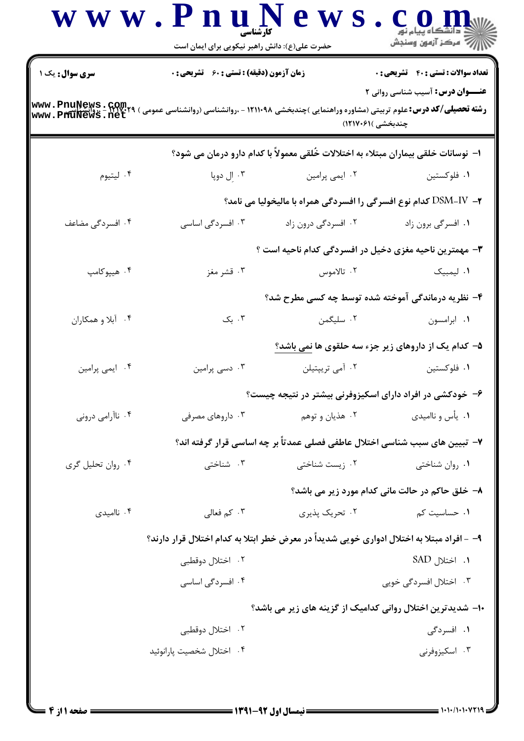**سری سوال:** یک ۱

**زمان آزمون (دقیقه) : تستی : ۶۰ تشریحی : ۰**

**تعداد سوالات : تستی : ۴۰ تشریحی : ۰**

**عنـــوان درس:** آسیب شناسی روانی ۲

**رشته تحصیلی/کد درس:** علوم تربیتی (مشاوره وراهنمایی )چندبخشی ۱۲۱۱۰۹۸ - ،روانشناسی (روانشناسی عمومی ) ۱۲۱۷۰۲۹ - ،روانشناسی چندبخشی )۱۲۱۷۰۶۱(

۱- نوسانات خلقی بیماران مبتلاء به اختلالات خُلقی معمولاً با کدام دارو درمان می شود؟

۱. فلوکستین ۲. ایمی پرامین ۳. اِل دوپا ۴. لیتیوم

۲- DSM-IV کدام نوع افسرگی را افسردگی همراه با مالیخولیا می نامد؟

۱. افسرگی برون زاد ۲. افسردگی درون زاد ۳. افسردگی اساسی ۴. افسردگی مضاعف

۳- مهمترین ناحیه مغزی دخیل در افسردگی کدام ناحیه است ؟

۱. لیمبیک ۲. تالاموس ۳. قشر مغز ۴. هیپوکامپ

۴- نظریه درماندگی آموخته شده توسط چه کسی مطرح شد؟

۱. ابرامسون ۲. سلیگمن ۳. بک ۴. آبلا و همکاران

۵- کدام یک از داروهای زیر جزء سه حلقوی ها نمی باشد؟

۱. فلوکستین ۲. آمی تریپتیلن ۳. دسی پرامین ۴. ایمی پرامین

۶- خودکشی در افراد دارای اسکیزوفرنی بیشتر در نتیجه چیست؟

۱. یأس و ناامیدی ۲. هذیان و توهم ۳. داروهای مصرفی ۴. ناآرامی درونی

۷- تبیین های سبب شناسی اختلال عاطفی فصلی عمدتاً بر چه اساسی قرار گرفته اند؟

۱. روان شناختی ۲. زیست شناختی ۳. شناختی ۴. روان تحلیل گری

۸- خلق حاکم در حالت مانی کدام مورد زیر می باشد؟

۱. حساسیت کم ۲. تحریک پذیری ۳. کم فعالی ۴. ناامیدی

۹- - افراد مبتلا به اختلال ادواری خویی شدیداً در معرض خطر ابتلا به کدام اختلال قرار دارند؟

۱. اختلال SAD
۲. اختلال دوقطبی
۳. اختلال افسردگی خویی
۴. افسردگی اساسی

۱۰- شدیدترین اختلال روانی کدامیک از گزینه های زیر می باشد؟

۱. افسردگی
۲. اختلال دوقطبی
۳. اسکیزوفرنی
۴. اختلال شخصیت پارانوئید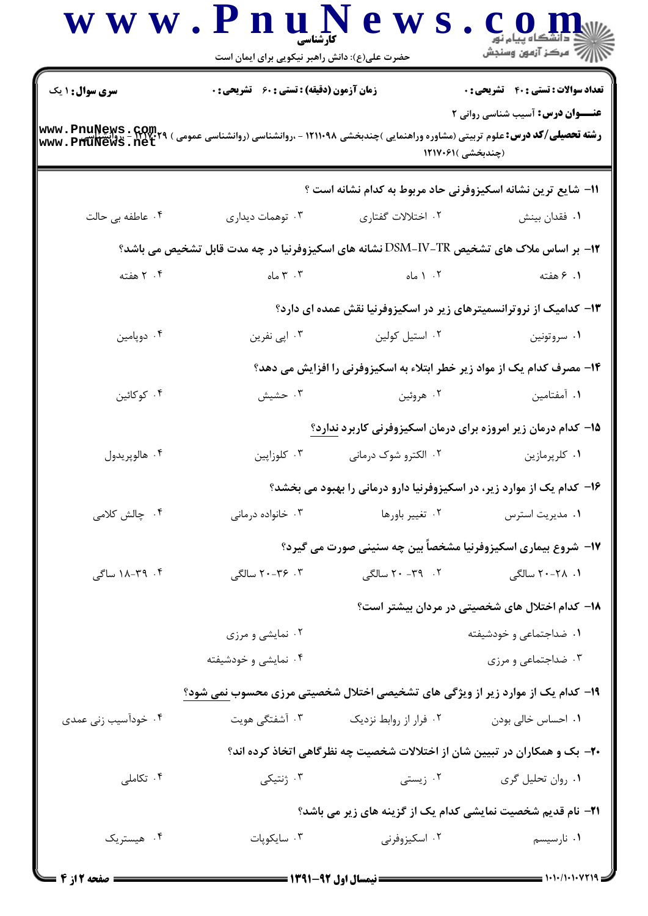**سری سوال:** ۱ یک | **زمان آزمون (دقیقه) : تستی :** ۶۰ **تشریحی :** ۰ | **تعداد سوالات : تستی :** ۴۰ **تشریحی :** ۰

**عنـــوان درس:** آسیب شناسی روانی ۲

**رشته تحصیلی/کد درس:** علوم تربیتی (مشاوره وراهنمایی )چندبخشی ۱۲۱۱۰۹۸ - ،روانشناسی (روانشناسی عمومی ) ۱۲۱۷۰۲۹ - ،روانشناسی (چندبخشی )۱۲۱۷۰۶۱

۱۱- شایع ترین نشانه اسکیزوفرنی حاد مربوط به کدام نشانه است ؟

۱. فقدان بینش
۲. اختلالات گفتاری
۳. توهمات دیداری
۴. عاطفه بی حالت

۱۲- بر اساس ملاک های تشخیص DSM-IV-TR نشانه های اسکیزوفرنیا در چه مدت قابل تشخیص می باشد؟

۱. ۶ هفته
۲. ۱ ماه
۳. ۳ ماه
۴. ۲ هفته

۱۳- کدامیک از نوروترانسمیترهای زیر در اسکیزوفرنیا نقش عمده ای دارد؟

۱. سروتونین
۲. استیل کولین
۳. اپی نفرین
۴. دوپامین

۱۴- مصرف کدام یک از مواد زیر خطر ابتلاء به اسکیزوفرنی را افزایش می دهد؟

۱. آمفتامین
۲. هروئین
۳. حشیش
۴. کوکائین

۱۵- کدام درمان زیر امروزه برای درمان اسکیزوفرنی کاربرد ندارد؟

۱. کلرپرمازین
۲. الکترو شوک درمانی
۳. کلوزاپین
۴. هالوپریدول

۱۶- کدام یک از موارد زیر، در اسکیزوفرنیا دارو درمانی را بهبود می بخشد؟

۱. مدیریت استرس
۲. تغییر باورها
۳. خانواده درمانی
۴. چالش کلامی

۱۷- شروع بیماری اسکیزوفرنیا مشخصاً بین چه سنینی صورت می گیرد؟

۱. ۲۸-۲۰ سالگی
۲. ۳۹- ۲۰ سالگی
۳. ۳۶-۲۰ سالگی
۴. ۳۹-۱۸ سالگی

۱۸- کدام اختلال های شخصیتی در مردان بیشتر است؟

۱. ضداجتماعی و خودشیفته
۲. نمایشی و مرزی
۳. ضداجتماعی و مرزی
۴. نمایشی و خودشیفته

۱۹- کدام یک از موارد زیر از ویژگی های تشخیصی اختلال شخصیتی مرزی محسوب نمی شود؟

۱. احساس خالی بودن
۲. فرار از روابط نزدیک
۳. آشفتگی هویت
۴. خودآسیب زنی عمدی

۲۰- بک و همکاران در تبیین شان از اختلالات شخصیت چه نظرگاهی اتخاذ کرده اند؟

۱. روان تحلیل گری
۲. زیستی
۳. ژنتیکی
۴. تکاملی

۲۱- نام قدیم شخصیت نمایشی کدام یک از گزینه های زیر می باشد؟

۱. نارسیسم
۲. اسکیزوفرنی
۳. سایکوپات
۴. هیستریک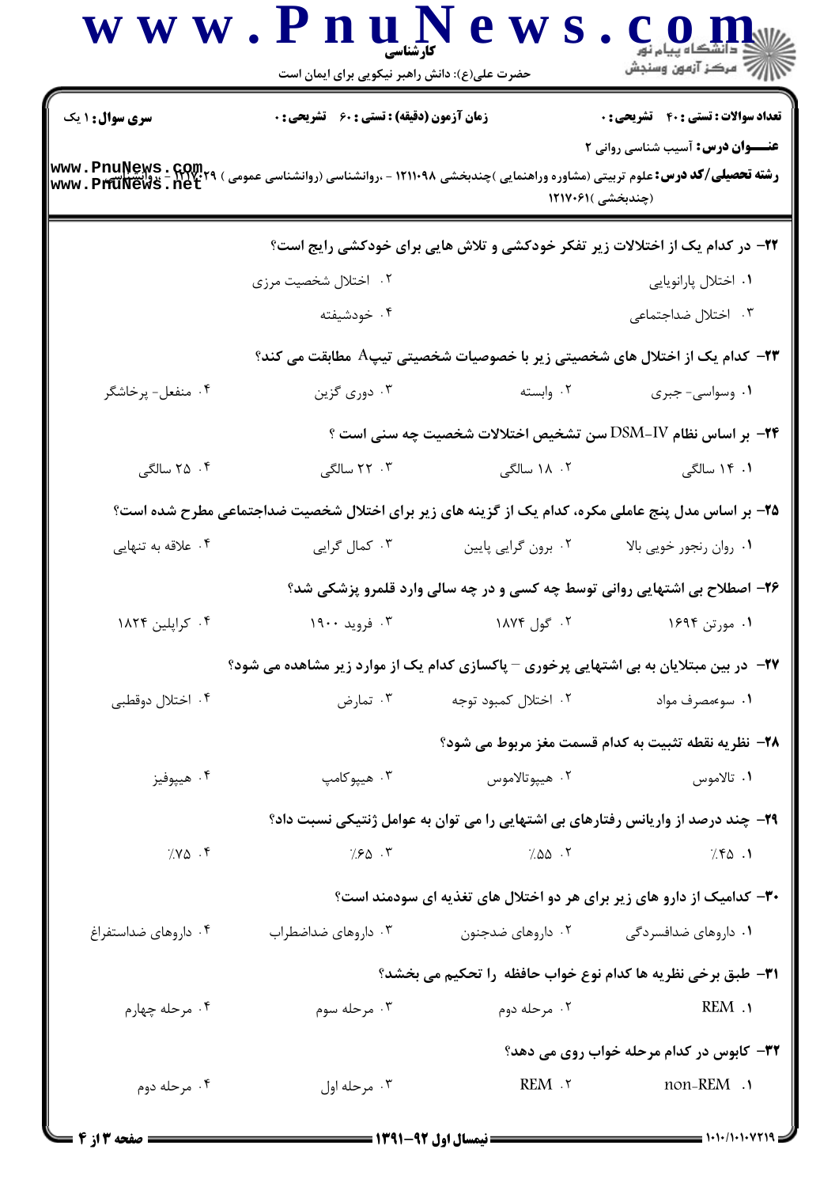**سری سوال:** ۱ یک | **زمان آزمون (دقیقه) : تستی :** ۶۰ **تشریحی :** ۰ | **تعداد سوالات : تستی :** ۴۰ **تشریحی :** ۰

**عنـــوان درس:** آسیب شناسی روانی ۲

**رشته تحصیلی/کد درس:** علوم تربیتی (مشاوره وراهنمایی )چندبخشی ۱۲۱۱۰۹۸ - ،روانشناسی (روانشناسی عمومی ) ۱۲۱۷۰۲۹ - ،روانشناسی (چندبخشی )۱۲۱۷۰۶۱

۲۲- در کدام یک از اختلالات زیر تفکر خودکشی و تلاش هایی برای خودکشی رایج است؟

۱. اختلال پارانویایی
۲. اختلال شخصیت مرزی
۳. اختلال ضداجتماعی
۴. خودشیفته

۲۳- کدام یک از اختلال های شخصیتی زیر با خصوصیات شخصیتی تیپA مطابقت می کند؟

۱. وسواسی- جبری
۲. وابسته
۳. دوری گزین
۴. منفعل- پرخاشگر

۲۴- بر اساس نظام DSM-IV سن تشخیص اختلالات شخصیت چه سنی است ؟

۱. ۱۴ سالگی
۲. ۱۸ سالگی
۳. ۲۲ سالگی
۴. ۲۵ سالگی

۲۵- بر اساس مدل پنج عاملی مکره، کدام یک از گزینه های زیر برای اختلال شخصیت ضداجتماعی مطرح شده است؟

۱. روان رنجور خویی بالا
۲. برون گرایی پایین
۳. کمال گرایی
۴. علاقه به تنهایی

۲۶- اصطلاح بی اشتهایی روانی توسط چه کسی و در چه سالی وارد قلمرو پزشکی شد؟

۱. مورتن ۱۶۹۴
۲. گول ۱۸۷۴
۳. فروید ۱۹۰۰
۴. کراپلین ۱۸۲۴

۲۷- در بین مبتلایان به بی اشتهایی پرخوری – پاکسازی کدام یک از موارد زیر مشاهده می شود؟

۱. سوءمصرف مواد
۲. اختلال کمبود توجه
۳. تمارض
۴. اختلال دوقطبی

۲۸- نظریه نقطه تثبیت به کدام قسمت مغز مربوط می شود؟

۱. تالاموس
۲. هیپوتالاموس
۳. هیپوکامپ
۴. هیپوفیز

۲۹- چند درصد از واریانس رفتارهای بی اشتهایی را می توان به عوامل ژنتیکی نسبت داد؟

۱. ٪۴۵
۲. ٪۵۵
۳. ٪۶۵
۴. ٪۷۵

۳۰- کدامیک از دارو های زیر برای هر دو اختلال های تغذیه ای سودمند است؟

۱. داروهای ضدافسردگی
۲. داروهای ضدجنون
۳. داروهای ضداضطراب
۴. داروهای ضداستفراغ

۳۱- طبق برخی نظریه ها کدام نوع خواب حافظه را تحکیم می بخشد؟

۱. REM
۲. مرحله دوم
۳. مرحله سوم
۴. مرحله چهارم

۳۲- کابوس در کدام مرحله خواب روی می دهد؟

۱. non-REM
۲. REM
۳. مرحله اول
۴. مرحله دوم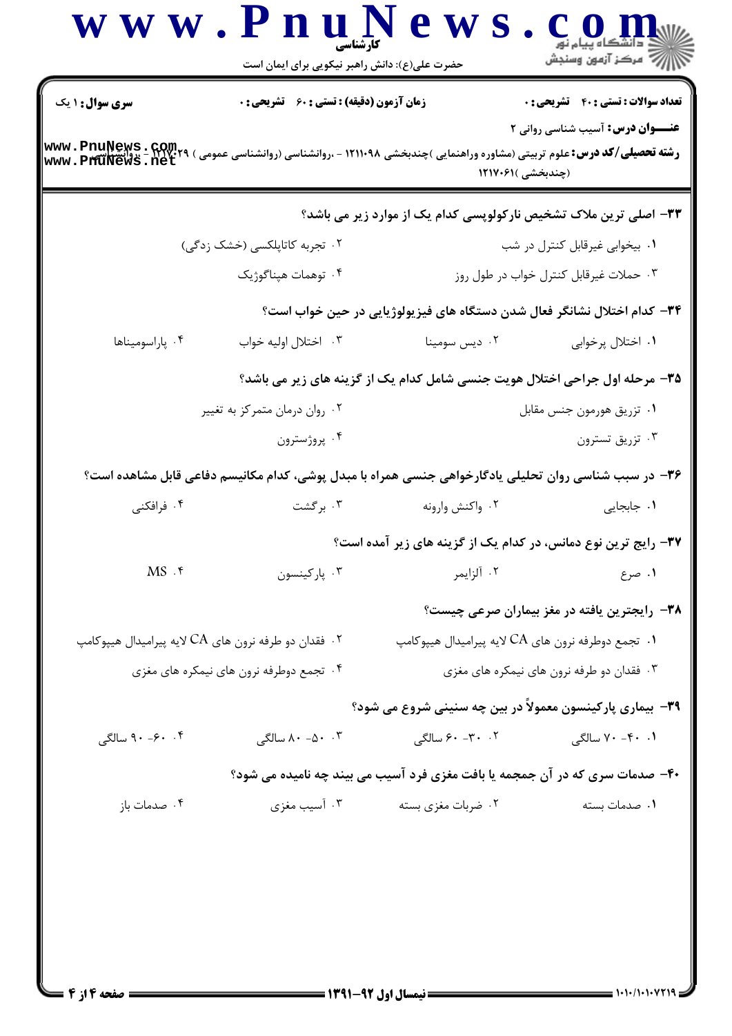**سری سوال:** ۱ یک

**زمان آزمون (دقیقه) : تستی : ۶۰ تشریحی : ۰**

**تعداد سوالات : تستی : ۴۰ تشریحی : ۰**

**عنـــوان درس:** آسیب شناسی روانی ۲

**رشته تحصیلی/کد درس:** علوم تربیتی (مشاوره وراهنمایی )چندبخشی ۱۲۱۱۰۹۸ - ،روانشناسی (روانشناسی عمومی ) ۱۲۱۷۰۲۹ - ،روانشناسی (چندبخشی )۱۲۱۷۰۶۱

**۳۳- اصلی ترین ملاک تشخیص نارکولوپسی کدام یک از موارد زیر می باشد؟**

۱. بیخوابی غیرقابل کنترل در شب

۲. تجربه کاتاپلکسی (خشک زدگی)

۳. حملات غیرقابل کنترل خواب در طول روز

۴. توهمات هیپناگوژیک

**۳۴- کدام اختلال نشانگر فعال شدن دستگاه های فیزیولوژیایی در حین خواب است؟**

۱. اختلال پرخوابی

۲. دیس سومینا

۳. اختلال اولیه خواب

۴. پاراسومیناها

**۳۵- مرحله اول جراحی اختلال هویت جنسی شامل کدام یک از گزینه های زیر می باشد؟**

۱. تزریق هورمون جنس مقابل

۲. روان درمان متمرکز به تغییر

۳. تزریق تسترون

۴. پروژسترون

**۳۶- در سبب شناسی روان تحلیلی یادگارخواهی جنسی همراه با مبدل پوشی، کدام مکانیسم دفاعی قابل مشاهده است؟**

۱. جابجایی

۲. واکنش وارونه

۳. برگشت

۴. فرافکنی

**۳۷- رایج ترین نوع دمانس، در کدام یک از گزینه های زیر آمده است؟**

۱. صرع

۲. آلزایمر

۳. پارکینسون

۴. MS

**۳۸- رایجترین یافته در مغز بیماران صرعی چیست؟**

۱. تجمع دوطرفه نرون های CA لایه پیرامیدال هیپوکامپ

۲. فقدان دو طرفه نرون های CA لایه پیرامیدال هیپوکامپ

۳. فقدان دو طرفه نرون های نیمکره های مغزی

۴. تجمع دوطرفه نرون های نیمکره های مغزی

**۳۹- بیماری پارکینسون معمولاً در بین چه سنینی شروع می شود؟**

۱. ۴۰- ۷۰ سالگی

۲. ۳۰- ۶۰ سالگی

۳. ۵۰- ۸۰ سالگی

۴. ۶۰- ۹۰ سالگی

**۴۰- صدمات سری که در آن جمجمه یا بافت مغزی فرد آسیب می بیند چه نامیده می شود؟**

۱. صدمات بسته

۲. ضربات مغزی بسته

۳. آسیب مغزی

۴. صدمات باز